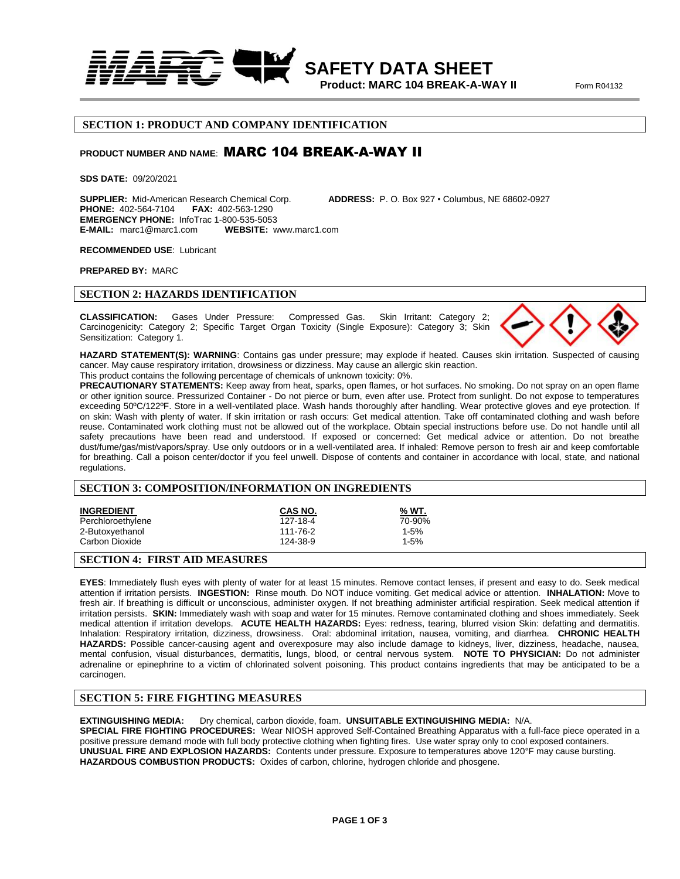# SAFETY DATA SHEET

**Product: MARC 104 BREAK-A-WAY II**

Form R04132

## SECTION 1: PRODUCT AND COMPANY IDENTIFICATION

**PRODUCT NUMBER AND NAME**: MARC 104 BREAK-A-WAY II

**SDS DATE:** 09/20/2021

**SUPPLIER:** Mid-American Research Chemical Corp. **ADDRESS:** P. O. Box 927 • Columbus, NE 68602-0927
**PHONE:** 402-564-7104 **FAX:** 402-563-1290
**EMERGENCY PHONE:** InfoTrac 1-800-535-5053
**E-MAIL:** marc1@marc1.com **WEBSITE:** www.marc1.com

**RECOMMENDED USE**: Lubricant

**PREPARED BY:** MARC

## SECTION 2: HAZARDS IDENTIFICATION

**CLASSIFICATION:** Gases Under Pressure: Compressed Gas. Skin Irritant: Category 2; Carcinogenicity: Category 2; Specific Target Organ Toxicity (Single Exposure): Category 3; Skin Sensitization: Category 1.

**HAZARD STATEMENT(S): WARNING**: Contains gas under pressure; may explode if heated. Causes skin irritation. Suspected of causing cancer. May cause respiratory irritation, drowsiness or dizziness. May cause an allergic skin reaction.
This product contains the following percentage of chemicals of unknown toxicity: 0%.

**PRECAUTIONARY STATEMENTS:** Keep away from heat, sparks, open flames, or hot surfaces. No smoking. Do not spray on an open flame or other ignition source. Pressurized Container - Do not pierce or burn, even after use. Protect from sunlight. Do not expose to temperatures exceeding 50ºC/122ºF. Store in a well-ventilated place. Wash hands thoroughly after handling. Wear protective gloves and eye protection. If on skin: Wash with plenty of water. If skin irritation or rash occurs: Get medical attention. Take off contaminated clothing and wash before reuse. Contaminated work clothing must not be allowed out of the workplace. Obtain special instructions before use. Do not handle until all safety precautions have been read and understood. If exposed or concerned: Get medical advice or attention. Do not breathe dust/fume/gas/mist/vapors/spray. Use only outdoors or in a well-ventilated area. If inhaled: Remove person to fresh air and keep comfortable for breathing. Call a poison center/doctor if you feel unwell. Dispose of contents and container in accordance with local, state, and national regulations.

## SECTION 3: COMPOSITION/INFORMATION ON INGREDIENTS

| INGREDIENT | CAS NO. | % WT. |
|---|---|---|
| Perchloroethylene | 127-18-4 | 70-90% |
| 2-Butoxyethanol | 111-76-2 | 1-5% |
| Carbon Dioxide | 124-38-9 | 1-5% |

## SECTION 4: FIRST AID MEASURES

**EYES**: Immediately flush eyes with plenty of water for at least 15 minutes. Remove contact lenses, if present and easy to do. Seek medical attention if irritation persists. **INGESTION:** Rinse mouth. Do NOT induce vomiting. Get medical advice or attention. **INHALATION:** Move to fresh air. If breathing is difficult or unconscious, administer oxygen. If not breathing administer artificial respiration. Seek medical attention if irritation persists. **SKIN:** Immediately wash with soap and water for 15 minutes. Remove contaminated clothing and shoes immediately. Seek medical attention if irritation develops. **ACUTE HEALTH HAZARDS:** Eyes: redness, tearing, blurred vision Skin: defatting and dermatitis. Inhalation: Respiratory irritation, dizziness, drowsiness. Oral: abdominal irritation, nausea, vomiting, and diarrhea. **CHRONIC HEALTH HAZARDS:** Possible cancer-causing agent and overexposure may also include damage to kidneys, liver, dizziness, headache, nausea, mental confusion, visual disturbances, dermatitis, lungs, blood, or central nervous system. **NOTE TO PHYSICIAN:** Do not administer adrenaline or epinephrine to a victim of chlorinated solvent poisoning. This product contains ingredients that may be anticipated to be a carcinogen.

## SECTION 5: FIRE FIGHTING MEASURES

**EXTINGUISHING MEDIA:** Dry chemical, carbon dioxide, foam. **UNSUITABLE EXTINGUISHING MEDIA:** N/A.
**SPECIAL FIRE FIGHTING PROCEDURES:** Wear NIOSH approved Self-Contained Breathing Apparatus with a full-face piece operated in a positive pressure demand mode with full body protective clothing when fighting fires. Use water spray only to cool exposed containers.
**UNUSUAL FIRE AND EXPLOSION HAZARDS:** Contents under pressure. Exposure to temperatures above 120°F may cause bursting.
**HAZARDOUS COMBUSTION PRODUCTS:** Oxides of carbon, chlorine, hydrogen chloride and phosgene.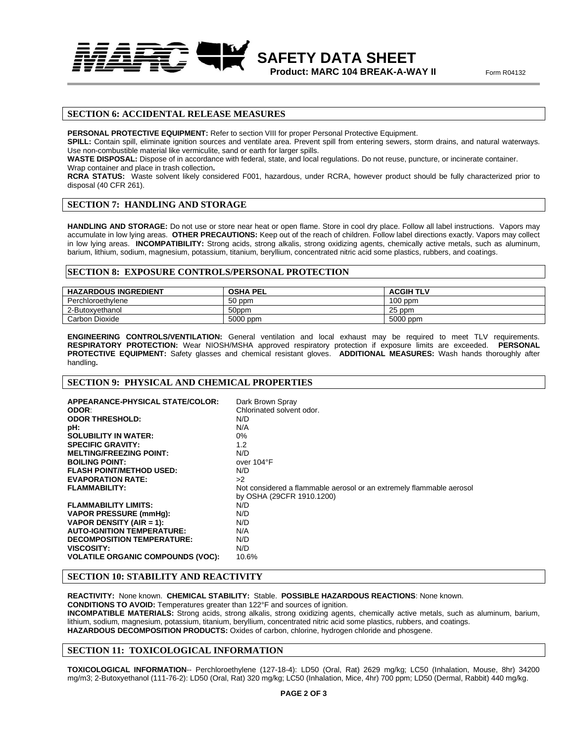## SECTION 6: ACCIDENTAL RELEASE MEASURES

**PERSONAL PROTECTIVE EQUIPMENT:** Refer to section VIII for proper Personal Protective Equipment.
**SPILL:** Contain spill, eliminate ignition sources and ventilate area. Prevent spill from entering sewers, storm drains, and natural waterways. Use non-combustible material like vermiculite, sand or earth for larger spills.
**WASTE DISPOSAL:** Dispose of in accordance with federal, state, and local regulations. Do not reuse, puncture, or incinerate container. Wrap container and place in trash collection**.**
**RCRA STATUS:** Waste solvent likely considered F001, hazardous, under RCRA, however product should be fully characterized prior to disposal (40 CFR 261).

## SECTION 7: HANDLING AND STORAGE

**HANDLING AND STORAGE:** Do not use or store near heat or open flame. Store in cool dry place. Follow all label instructions. Vapors may accumulate in low lying areas. **OTHER PRECAUTIONS:** Keep out of the reach of children. Follow label directions exactly. Vapors may collect in low lying areas. **INCOMPATIBILITY:** Strong acids, strong alkalis, strong oxidizing agents, chemically active metals, such as aluminum, barium, lithium, sodium, magnesium, potassium, titanium, beryllium, concentrated nitric acid some plastics, rubbers, and coatings.

## SECTION 8: EXPOSURE CONTROLS/PERSONAL PROTECTION

| HAZARDOUS INGREDIENT | OSHA PEL | ACGIH TLV |
|---|---|---|
| Perchloroethylene | 50 ppm | 100 ppm |
| 2-Butoxyethanol | 50ppm | 25 ppm |
| Carbon Dioxide | 5000 ppm | 5000 ppm |

**ENGINEERING CONTROLS/VENTILATION:** General ventilation and local exhaust may be required to meet TLV requirements. **RESPIRATORY PROTECTION:** Wear NIOSH/MSHA approved respiratory protection if exposure limits are exceeded. **PERSONAL PROTECTIVE EQUIPMENT:** Safety glasses and chemical resistant gloves. **ADDITIONAL MEASURES:** Wash hands thoroughly after handling**.**

## SECTION 9: PHYSICAL AND CHEMICAL PROPERTIES

**APPEARANCE-PHYSICAL STATE/COLOR:** Dark Brown Spray
**ODOR**: Chlorinated solvent odor.
**ODOR THRESHOLD:** N/D
**pH:** N/A
**SOLUBILITY IN WATER:** 0%
**SPECIFIC GRAVITY:** 1.2
**MELTING/FREEZING POINT:** N/D
**BOILING POINT:** over 104°F
**FLASH POINT/METHOD USED:** N/D
**EVAPORATION RATE:** >2
**FLAMMABILITY:** Not considered a flammable aerosol or an extremely flammable aerosol by OSHA (29CFR 1910.1200)
**FLAMMABILITY LIMITS:** N/D
**VAPOR PRESSURE (mmHg):** N/D
**VAPOR DENSITY (AIR = 1):** N/D
**AUTO-IGNITION TEMPERATURE:** N/A
**DECOMPOSITION TEMPERATURE:** N/D
**VISCOSITY:** N/D
**VOLATILE ORGANIC COMPOUNDS (VOC):** 10.6%

## SECTION 10: STABILITY AND REACTIVITY

**REACTIVITY:** None known. **CHEMICAL STABILITY:** Stable. **POSSIBLE HAZARDOUS REACTIONS**: None known.
**CONDITIONS TO AVOID:** Temperatures greater than 122°F and sources of ignition.
**INCOMPATIBLE MATERIALS:** Strong acids, strong alkalis, strong oxidizing agents, chemically active metals, such as aluminum, barium, lithium, sodium, magnesium, potassium, titanium, beryllium, concentrated nitric acid some plastics, rubbers, and coatings.
**HAZARDOUS DECOMPOSITION PRODUCTS:** Oxides of carbon, chlorine, hydrogen chloride and phosgene.

## SECTION 11: TOXICOLOGICAL INFORMATION

**TOXICOLOGICAL INFORMATION**-- Perchloroethylene (127-18-4): LD50 (Oral, Rat) 2629 mg/kg; LC50 (Inhalation, Mouse, 8hr) 34200 mg/m3; 2-Butoxyethanol (111-76-2): LD50 (Oral, Rat) 320 mg/kg; LC50 (Inhalation, Mice, 4hr) 700 ppm; LD50 (Dermal, Rabbit) 440 mg/kg.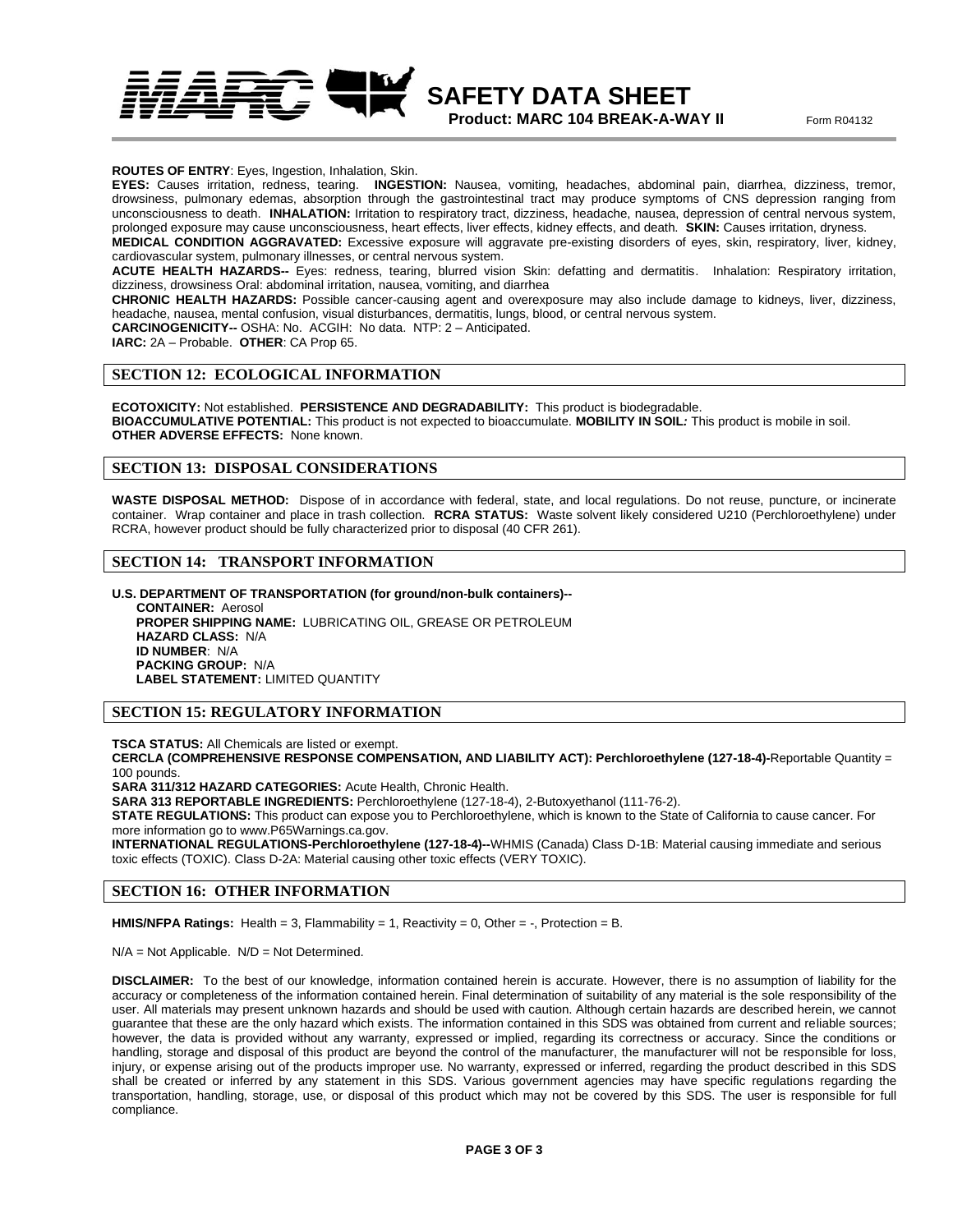**ROUTES OF ENTRY**: Eyes, Ingestion, Inhalation, Skin.

**EYES:** Causes irritation, redness, tearing. **INGESTION:** Nausea, vomiting, headaches, abdominal pain, diarrhea, dizziness, tremor, drowsiness, pulmonary edemas, absorption through the gastrointestinal tract may produce symptoms of CNS depression ranging from unconsciousness to death. **INHALATION:** Irritation to respiratory tract, dizziness, headache, nausea, depression of central nervous system, prolonged exposure may cause unconsciousness, heart effects, liver effects, kidney effects, and death. **SKIN:** Causes irritation, dryness.

**MEDICAL CONDITION AGGRAVATED:** Excessive exposure will aggravate pre-existing disorders of eyes, skin, respiratory, liver, kidney, cardiovascular system, pulmonary illnesses, or central nervous system.

**ACUTE HEALTH HAZARDS--** Eyes: redness, tearing, blurred vision Skin: defatting and dermatitis. Inhalation: Respiratory irritation, dizziness, drowsiness Oral: abdominal irritation, nausea, vomiting, and diarrhea

**CHRONIC HEALTH HAZARDS:** Possible cancer-causing agent and overexposure may also include damage to kidneys, liver, dizziness, headache, nausea, mental confusion, visual disturbances, dermatitis, lungs, blood, or central nervous system.

**CARCINOGENICITY--** OSHA: No. ACGIH: No data. NTP: 2 – Anticipated.

**IARC:** 2A – Probable. **OTHER**: CA Prop 65.

## SECTION 12: ECOLOGICAL INFORMATION

**ECOTOXICITY:** Not established. **PERSISTENCE AND DEGRADABILITY:** This product is biodegradable.
**BIOACCUMULATIVE POTENTIAL:** This product is not expected to bioaccumulate. **MOBILITY IN SOIL:** This product is mobile in soil.
**OTHER ADVERSE EFFECTS:** None known.

## SECTION 13: DISPOSAL CONSIDERATIONS

**WASTE DISPOSAL METHOD:** Dispose of in accordance with federal, state, and local regulations. Do not reuse, puncture, or incinerate container. Wrap container and place in trash collection. **RCRA STATUS:** Waste solvent likely considered U210 (Perchloroethylene) under RCRA, however product should be fully characterized prior to disposal (40 CFR 261).

## SECTION 14: TRANSPORT INFORMATION

**U.S. DEPARTMENT OF TRANSPORTATION (for ground/non-bulk containers)--**

**CONTAINER:** Aerosol
**PROPER SHIPPING NAME:** LUBRICATING OIL, GREASE OR PETROLEUM
**HAZARD CLASS:** N/A
**ID NUMBER**: N/A
**PACKING GROUP:** N/A
**LABEL STATEMENT:** LIMITED QUANTITY

## SECTION 15: REGULATORY INFORMATION

**TSCA STATUS:** All Chemicals are listed or exempt.

**CERCLA (COMPREHENSIVE RESPONSE COMPENSATION, AND LIABILITY ACT): Perchloroethylene (127-18-4)-**Reportable Quantity = 100 pounds.

**SARA 311/312 HAZARD CATEGORIES:** Acute Health, Chronic Health.

**SARA 313 REPORTABLE INGREDIENTS:** Perchloroethylene (127-18-4), 2-Butoxyethanol (111-76-2).

**STATE REGULATIONS:** This product can expose you to Perchloroethylene, which is known to the State of California to cause cancer. For more information go to www.P65Warnings.ca.gov.

**INTERNATIONAL REGULATIONS-Perchloroethylene (127-18-4)--**WHMIS (Canada) Class D-1B: Material causing immediate and serious toxic effects (TOXIC). Class D-2A: Material causing other toxic effects (VERY TOXIC).

## SECTION 16: OTHER INFORMATION

**HMIS/NFPA Ratings:** Health = 3, Flammability = 1, Reactivity = 0, Other = -, Protection = B.

N/A = Not Applicable. N/D = Not Determined.

**DISCLAIMER:** To the best of our knowledge, information contained herein is accurate. However, there is no assumption of liability for the accuracy or completeness of the information contained herein. Final determination of suitability of any material is the sole responsibility of the user. All materials may present unknown hazards and should be used with caution. Although certain hazards are described herein, we cannot guarantee that these are the only hazard which exists. The information contained in this SDS was obtained from current and reliable sources; however, the data is provided without any warranty, expressed or implied, regarding its correctness or accuracy. Since the conditions or handling, storage and disposal of this product are beyond the control of the manufacturer, the manufacturer will not be responsible for loss, injury, or expense arising out of the products improper use. No warranty, expressed or inferred, regarding the product described in this SDS shall be created or inferred by any statement in this SDS. Various government agencies may have specific regulations regarding the transportation, handling, storage, use, or disposal of this product which may not be covered by this SDS. The user is responsible for full compliance.